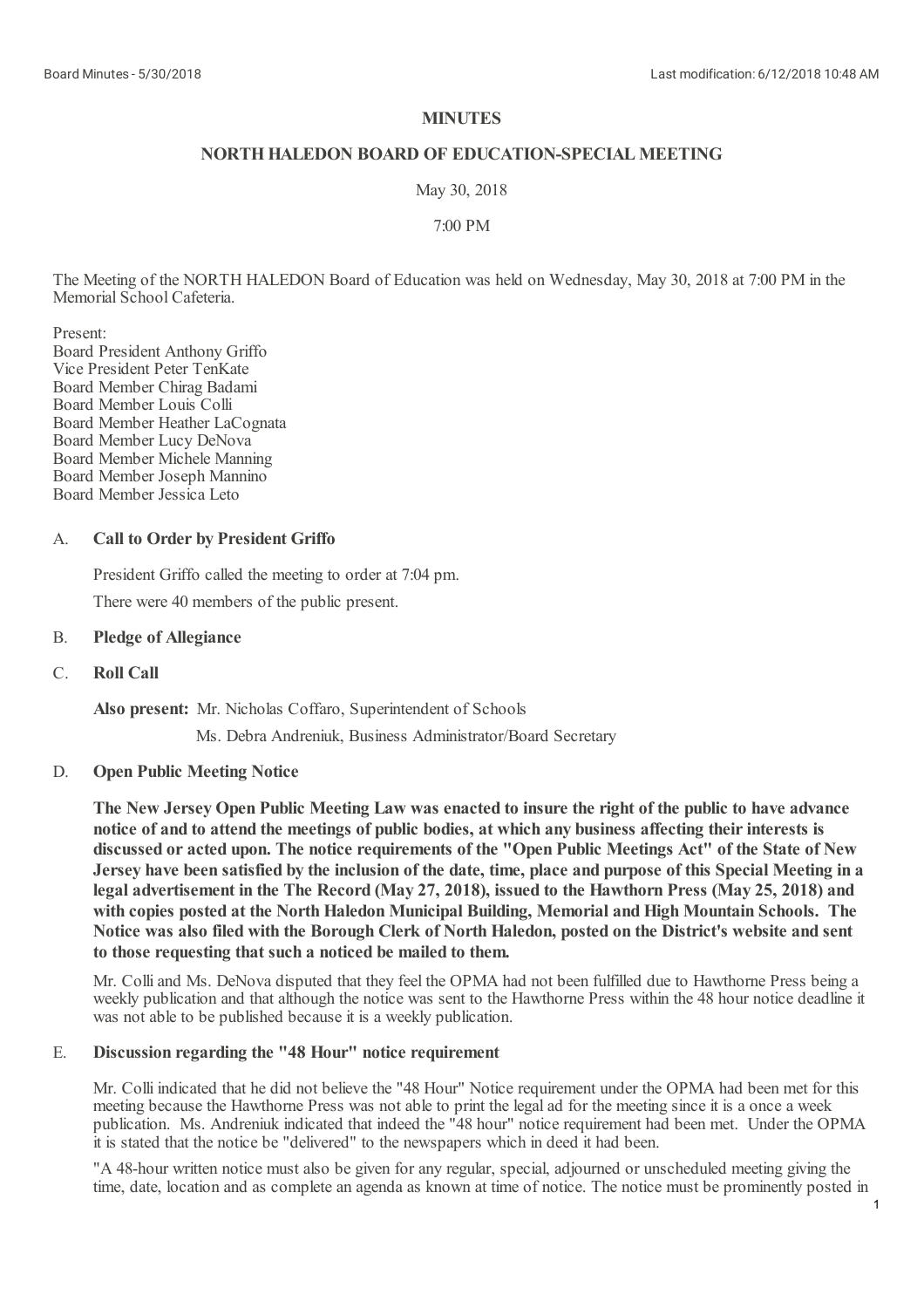**MINUTES**

**NORTH HALEDON BOARD OF EDUCATION-SPECIAL MEETING**

May 30, 2018

7:00 PM

The Meeting of the NORTH HALEDON Board of Education was held on Wednesday, May 30, 2018 at 7:00 PM in the Memorial School Cafeteria.

Present:
Board President Anthony Griffo
Vice President Peter TenKate
Board Member Chirag Badami
Board Member Louis Colli
Board Member Heather LaCognata
Board Member Lucy DeNova
Board Member Michele Manning
Board Member Joseph Mannino
Board Member Jessica Leto

A. **Call to Order by President Griffo**

President Griffo called the meeting to order at 7:04 pm.

There were 40 members of the public present.

B. **Pledge of Allegiance**

C. **Roll Call**

**Also present:** Mr. Nicholas Coffaro, Superintendent of Schools

Ms. Debra Andreniuk, Business Administrator/Board Secretary

D. **Open Public Meeting Notice**

**The New Jersey Open Public Meeting Law was enacted to insure the right of the public to have advance notice of and to attend the meetings of public bodies, at which any business affecting their interests is discussed or acted upon. The notice requirements of the "Open Public Meetings Act" of the State of New Jersey have been satisfied by the inclusion of the date, time, place and purpose of this Special Meeting in a legal advertisement in the The Record (May 27, 2018), issued to the Hawthorn Press (May 25, 2018) and with copies posted at the North Haledon Municipal Building, Memorial and High Mountain Schools. The Notice was also filed with the Borough Clerk of North Haledon, posted on the District's website and sent to those requesting that such a noticed be mailed to them.**

Mr. Colli and Ms. DeNova disputed that they feel the OPMA had not been fulfilled due to Hawthorne Press being a weekly publication and that although the notice was sent to the Hawthorne Press within the 48 hour notice deadline it was not able to be published because it is a weekly publication.

E. **Discussion regarding the "48 Hour" notice requirement**

Mr. Colli indicated that he did not believe the "48 Hour" Notice requirement under the OPMA had been met for this meeting because the Hawthorne Press was not able to print the legal ad for the meeting since it is a once a week publication. Ms. Andreniuk indicated that indeed the "48 hour" notice requirement had been met. Under the OPMA it is stated that the notice be "delivered" to the newspapers which in deed it had been.

"A 48-hour written notice must also be given for any regular, special, adjourned or unscheduled meeting giving the time, date, location and as complete an agenda as known at time of notice. The notice must be prominently posted in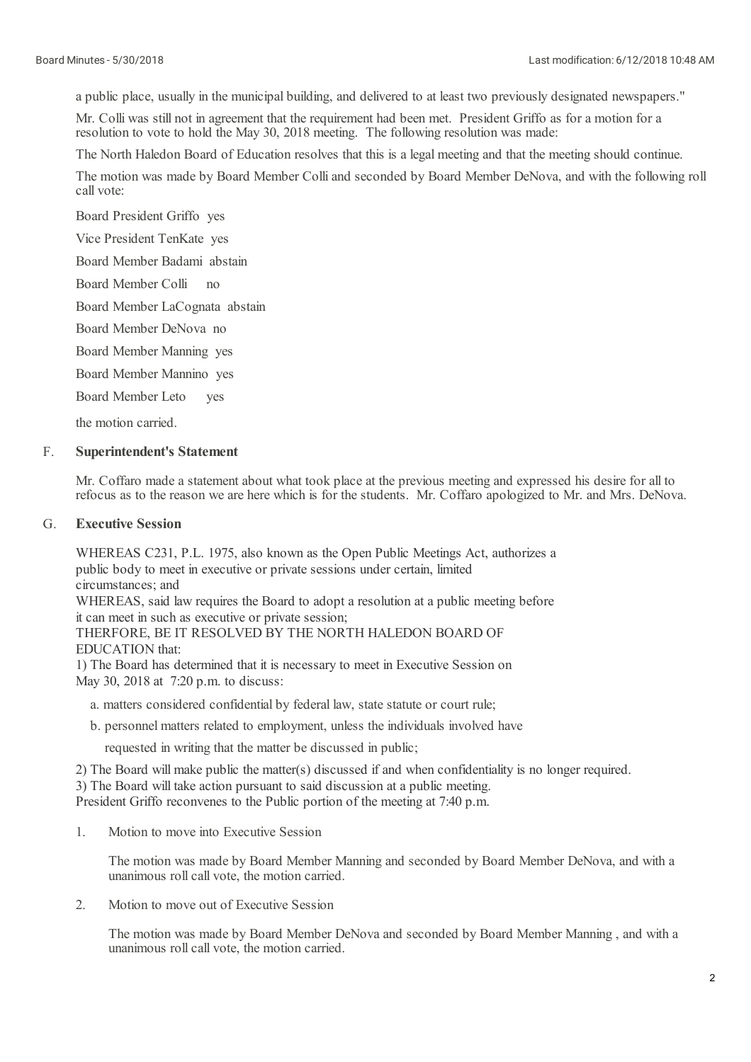a public place, usually in the municipal building, and delivered to at least two previously designated newspapers."

Mr. Colli was still not in agreement that the requirement had been met. President Griffo as for a motion for a resolution to vote to hold the May 30, 2018 meeting. The following resolution was made:

The North Haledon Board of Education resolves that this is a legal meeting and that the meeting should continue.

The motion was made by Board Member Colli and seconded by Board Member DeNova, and with the following roll call vote:

Board President Griffo yes

Vice President TenKate yes

Board Member Badami abstain

Board Member Colli no

Board Member LaCognata abstain

Board Member DeNova no

Board Member Manning yes

Board Member Mannino yes

Board Member Leto yes

the motion carried.

## F. Superintendent's Statement

Mr. Coffaro made a statement about what took place at the previous meeting and expressed his desire for all to refocus as to the reason we are here which is for the students. Mr. Coffaro apologized to Mr. and Mrs. DeNova.

## G. Executive Session

WHEREAS C231, P.L. 1975, also known as the Open Public Meetings Act, authorizes a public body to meet in executive or private sessions under certain, limited circumstances; and
WHEREAS, said law requires the Board to adopt a resolution at a public meeting before it can meet in such as executive or private session;
THERFORE, BE IT RESOLVED BY THE NORTH HALEDON BOARD OF EDUCATION that:
1) The Board has determined that it is necessary to meet in Executive Session on May 30, 2018 at 7:20 p.m. to discuss:

a. matters considered confidential by federal law, state statute or court rule;

b. personnel matters related to employment, unless the individuals involved have requested in writing that the matter be discussed in public;

2) The Board will make public the matter(s) discussed if and when confidentiality is no longer required.
3) The Board will take action pursuant to said discussion at a public meeting.
President Griffo reconvenes to the Public portion of the meeting at 7:40 p.m.

1. Motion to move into Executive Session

   The motion was made by Board Member Manning and seconded by Board Member DeNova, and with a unanimous roll call vote, the motion carried.

2. Motion to move out of Executive Session

   The motion was made by Board Member DeNova and seconded by Board Member Manning , and with a unanimous roll call vote, the motion carried.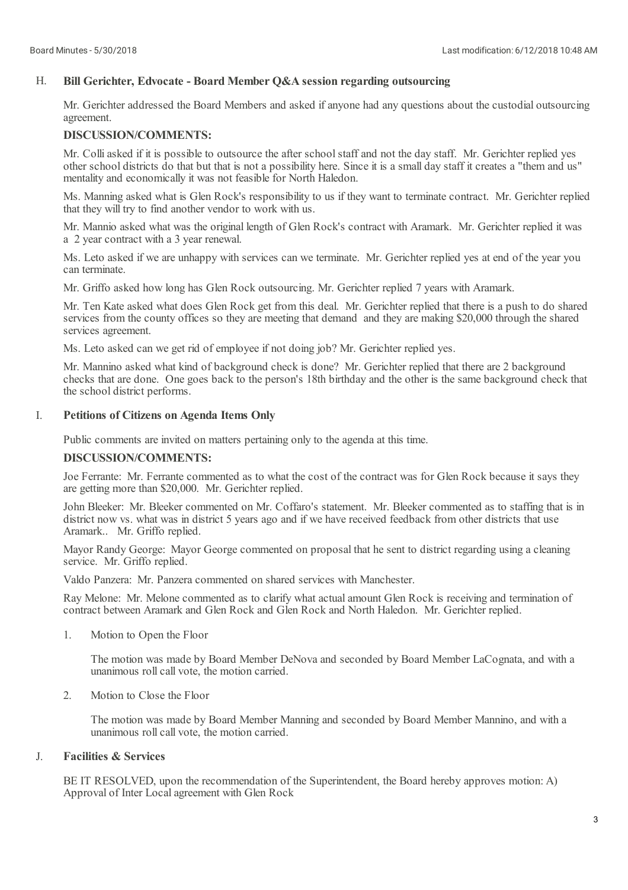### H. Bill Gerichter, Edvocate - Board Member Q&A session regarding outsourcing

Mr. Gerichter addressed the Board Members and asked if anyone had any questions about the custodial outsourcing agreement.

**DISCUSSION/COMMENTS:**

Mr. Colli asked if it is possible to outsource the after school staff and not the day staff. Mr. Gerichter replied yes other school districts do that but that is not a possibility here. Since it is a small day staff it creates a "them and us" mentality and economically it was not feasible for North Haledon.

Ms. Manning asked what is Glen Rock's responsibility to us if they want to terminate contract. Mr. Gerichter replied that they will try to find another vendor to work with us.

Mr. Mannio asked what was the original length of Glen Rock's contract with Aramark. Mr. Gerichter replied it was a 2 year contract with a 3 year renewal.

Ms. Leto asked if we are unhappy with services can we terminate. Mr. Gerichter replied yes at end of the year you can terminate.

Mr. Griffo asked how long has Glen Rock outsourcing. Mr. Gerichter replied 7 years with Aramark.

Mr. Ten Kate asked what does Glen Rock get from this deal. Mr. Gerichter replied that there is a push to do shared services from the county offices so they are meeting that demand and they are making $20,000 through the shared services agreement.

Ms. Leto asked can we get rid of employee if not doing job? Mr. Gerichter replied yes.

Mr. Mannino asked what kind of background check is done? Mr. Gerichter replied that there are 2 background checks that are done. One goes back to the person's 18th birthday and the other is the same background check that the school district performs.

### I. Petitions of Citizens on Agenda Items Only

Public comments are invited on matters pertaining only to the agenda at this time.

**DISCUSSION/COMMENTS:**

Joe Ferrante: Mr. Ferrante commented as to what the cost of the contract was for Glen Rock because it says they are getting more than $20,000. Mr. Gerichter replied.

John Bleeker: Mr. Bleeker commented on Mr. Coffaro's statement. Mr. Bleeker commented as to staffing that is in district now vs. what was in district 5 years ago and if we have received feedback from other districts that use Aramark.. Mr. Griffo replied.

Mayor Randy George: Mayor George commented on proposal that he sent to district regarding using a cleaning service. Mr. Griffo replied.

Valdo Panzera: Mr. Panzera commented on shared services with Manchester.

Ray Melone: Mr. Melone commented as to clarify what actual amount Glen Rock is receiving and termination of contract between Aramark and Glen Rock and Glen Rock and North Haledon. Mr. Gerichter replied.

1. Motion to Open the Floor

   The motion was made by Board Member DeNova and seconded by Board Member LaCognata, and with a unanimous roll call vote, the motion carried.

2. Motion to Close the Floor

   The motion was made by Board Member Manning and seconded by Board Member Mannino, and with a unanimous roll call vote, the motion carried.

### J. Facilities & Services

BE IT RESOLVED, upon the recommendation of the Superintendent, the Board hereby approves motion: A) Approval of Inter Local agreement with Glen Rock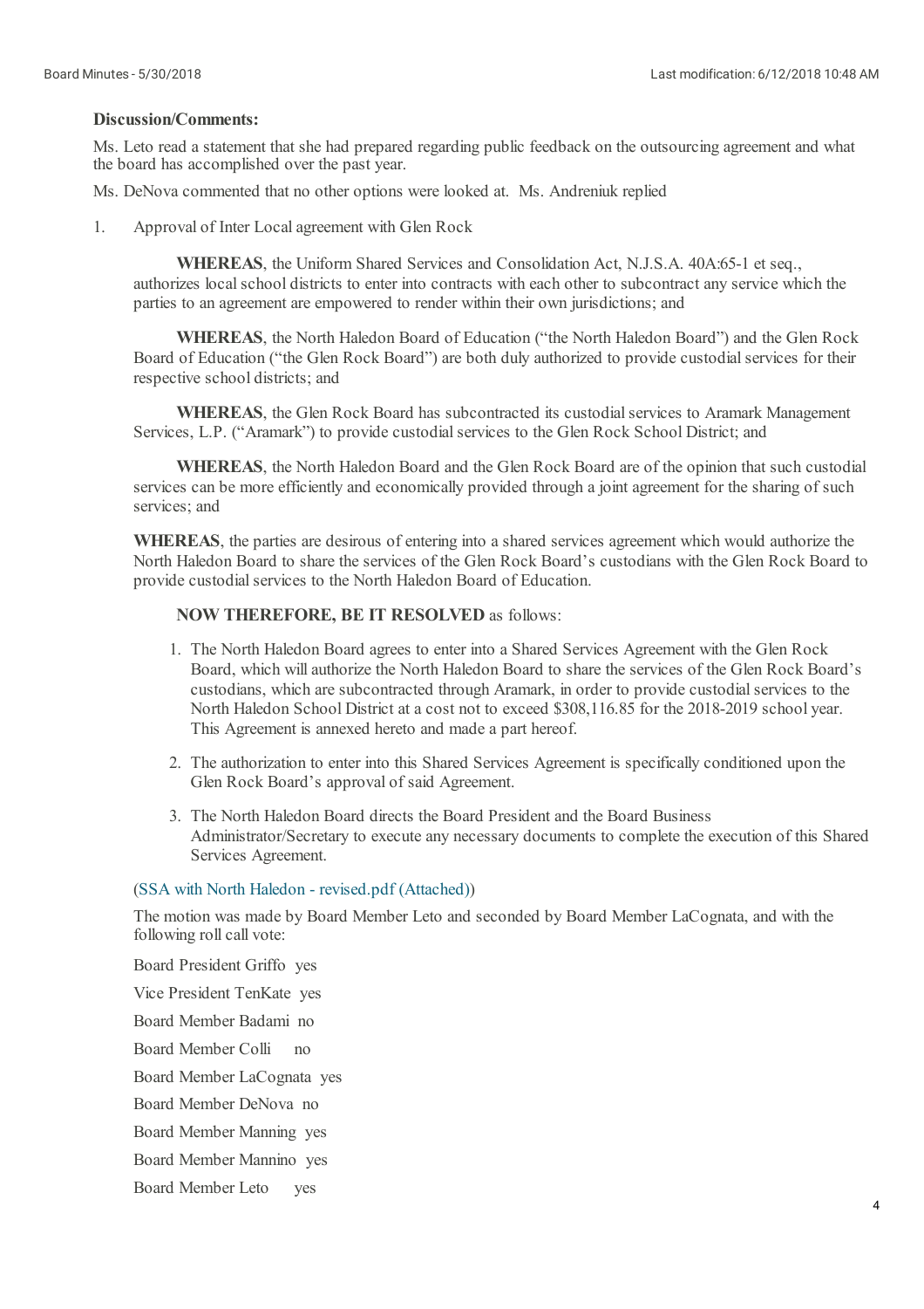**Discussion/Comments:**

Ms. Leto read a statement that she had prepared regarding public feedback on the outsourcing agreement and what the board has accomplished over the past year.

Ms. DeNova commented that no other options were looked at. Ms. Andreniuk replied

1. Approval of Inter Local agreement with Glen Rock

**WHEREAS**, the Uniform Shared Services and Consolidation Act, N.J.S.A. 40A:65-1 et seq., authorizes local school districts to enter into contracts with each other to subcontract any service which the parties to an agreement are empowered to render within their own jurisdictions; and

**WHEREAS**, the North Haledon Board of Education ("the North Haledon Board") and the Glen Rock Board of Education ("the Glen Rock Board") are both duly authorized to provide custodial services for their respective school districts; and

**WHEREAS**, the Glen Rock Board has subcontracted its custodial services to Aramark Management Services, L.P. ("Aramark") to provide custodial services to the Glen Rock School District; and

**WHEREAS**, the North Haledon Board and the Glen Rock Board are of the opinion that such custodial services can be more efficiently and economically provided through a joint agreement for the sharing of such services; and

**WHEREAS**, the parties are desirous of entering into a shared services agreement which would authorize the North Haledon Board to share the services of the Glen Rock Board's custodians with the Glen Rock Board to provide custodial services to the North Haledon Board of Education.

**NOW THEREFORE, BE IT RESOLVED** as follows:

1. The North Haledon Board agrees to enter into a Shared Services Agreement with the Glen Rock Board, which will authorize the North Haledon Board to share the services of the Glen Rock Board's custodians, which are subcontracted through Aramark, in order to provide custodial services to the North Haledon School District at a cost not to exceed $308,116.85 for the 2018-2019 school year. This Agreement is annexed hereto and made a part hereof.
2. The authorization to enter into this Shared Services Agreement is specifically conditioned upon the Glen Rock Board's approval of said Agreement.
3. The North Haledon Board directs the Board President and the Board Business Administrator/Secretary to execute any necessary documents to complete the execution of this Shared Services Agreement.

(SSA with North Haledon - revised.pdf (Attached))

The motion was made by Board Member Leto and seconded by Board Member LaCognata, and with the following roll call vote:

Board President Griffo yes

Vice President TenKate yes

Board Member Badami no

Board Member Colli no

Board Member LaCognata yes

Board Member DeNova no

Board Member Manning yes

Board Member Mannino yes

Board Member Leto yes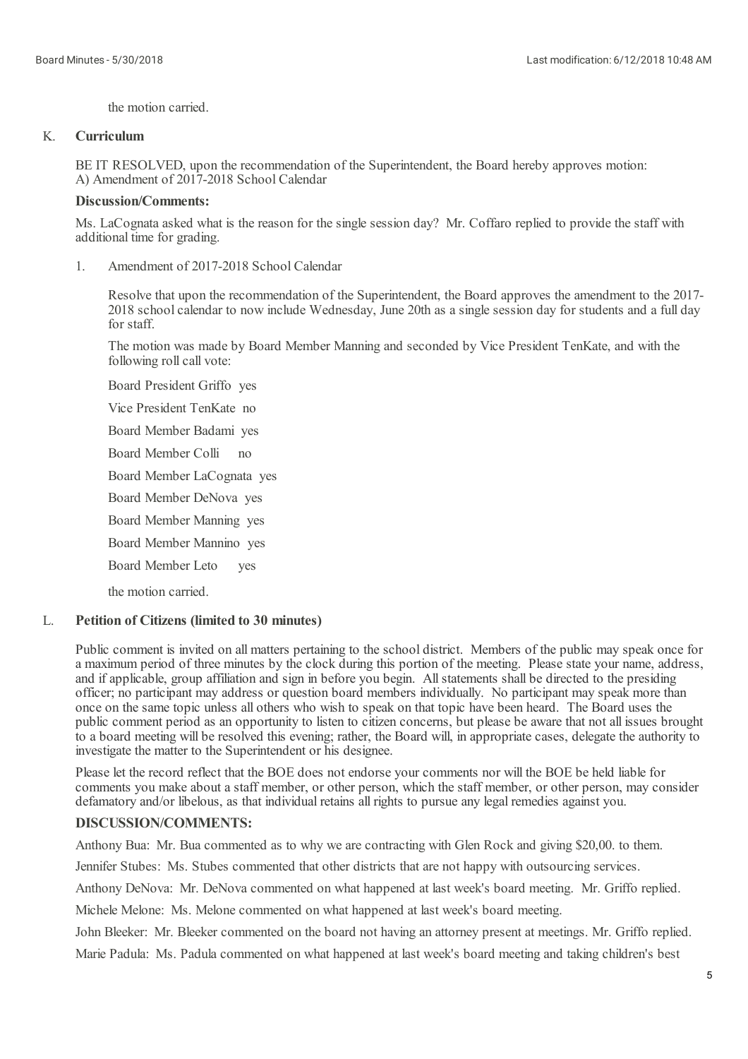the motion carried.

K. **Curriculum**

BE IT RESOLVED, upon the recommendation of the Superintendent, the Board hereby approves motion:
A) Amendment of 2017-2018 School Calendar

**Discussion/Comments:**

Ms. LaCognata asked what is the reason for the single session day? Mr. Coffaro replied to provide the staff with additional time for grading.

1. Amendment of 2017-2018 School Calendar

   Resolve that upon the recommendation of the Superintendent, the Board approves the amendment to the 2017-2018 school calendar to now include Wednesday, June 20th as a single session day for students and a full day for staff.

   The motion was made by Board Member Manning and seconded by Vice President TenKate, and with the following roll call vote:

   Board President Griffo yes

   Vice President TenKate no

   Board Member Badami yes

   Board Member Colli no

   Board Member LaCognata yes

   Board Member DeNova yes

   Board Member Manning yes

   Board Member Mannino yes

   Board Member Leto yes

   the motion carried.

L. **Petition of Citizens (limited to 30 minutes)**

Public comment is invited on all matters pertaining to the school district. Members of the public may speak once for a maximum period of three minutes by the clock during this portion of the meeting. Please state your name, address, and if applicable, group affiliation and sign in before you begin. All statements shall be directed to the presiding officer; no participant may address or question board members individually. No participant may speak more than once on the same topic unless all others who wish to speak on that topic have been heard. The Board uses the public comment period as an opportunity to listen to citizen concerns, but please be aware that not all issues brought to a board meeting will be resolved this evening; rather, the Board will, in appropriate cases, delegate the authority to investigate the matter to the Superintendent or his designee.

Please let the record reflect that the BOE does not endorse your comments nor will the BOE be held liable for comments you make about a staff member, or other person, which the staff member, or other person, may consider defamatory and/or libelous, as that individual retains all rights to pursue any legal remedies against you.

**DISCUSSION/COMMENTS:**

Anthony Bua: Mr. Bua commented as to why we are contracting with Glen Rock and giving $20,00. to them.

Jennifer Stubes: Ms. Stubes commented that other districts that are not happy with outsourcing services.

Anthony DeNova: Mr. DeNova commented on what happened at last week's board meeting. Mr. Griffo replied.

Michele Melone: Ms. Melone commented on what happened at last week's board meeting.

John Bleeker: Mr. Bleeker commented on the board not having an attorney present at meetings. Mr. Griffo replied.

Marie Padula: Ms. Padula commented on what happened at last week's board meeting and taking children's best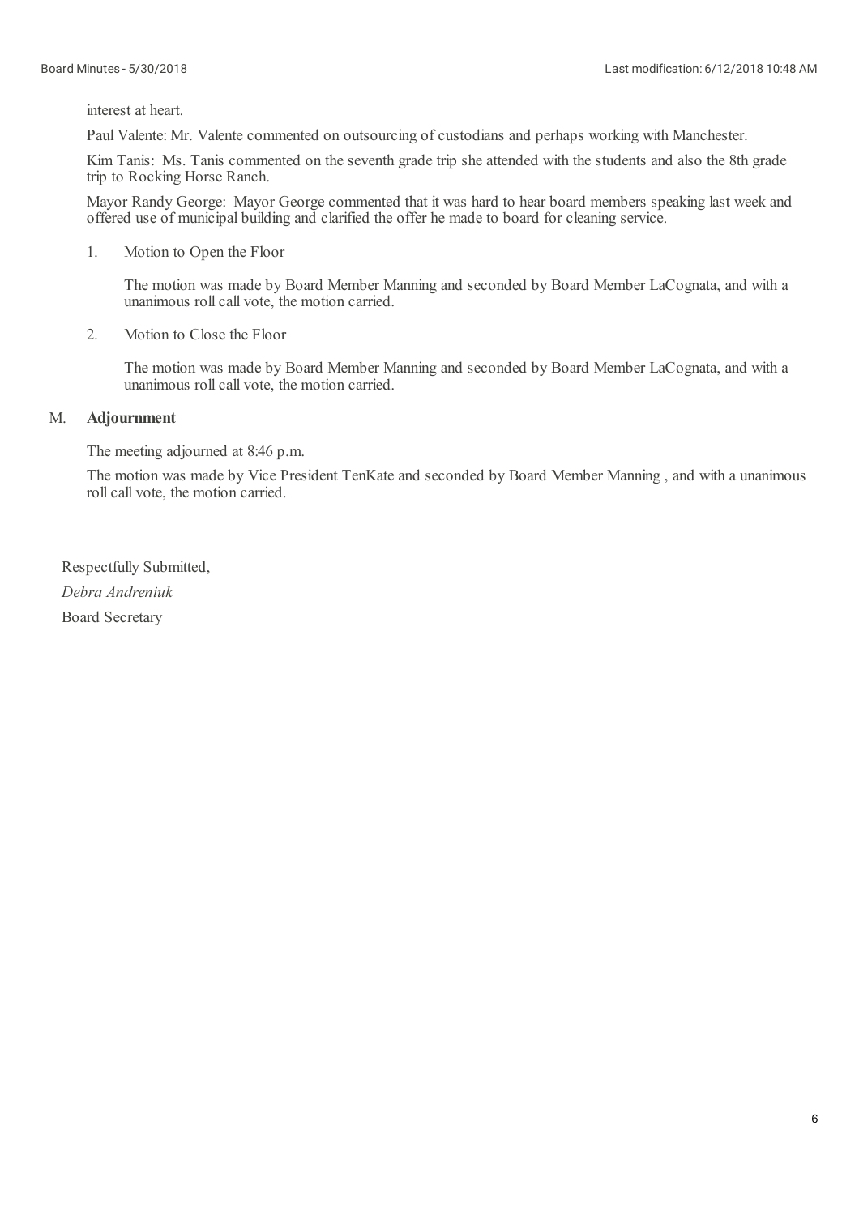interest at heart.

Paul Valente: Mr. Valente commented on outsourcing of custodians and perhaps working with Manchester.

Kim Tanis: Ms. Tanis commented on the seventh grade trip she attended with the students and also the 8th grade trip to Rocking Horse Ranch.

Mayor Randy George: Mayor George commented that it was hard to hear board members speaking last week and offered use of municipal building and clarified the offer he made to board for cleaning service.

1. Motion to Open the Floor

   The motion was made by Board Member Manning and seconded by Board Member LaCognata, and with a unanimous roll call vote, the motion carried.

2. Motion to Close the Floor

   The motion was made by Board Member Manning and seconded by Board Member LaCognata, and with a unanimous roll call vote, the motion carried.

## M. **Adjournment**

The meeting adjourned at 8:46 p.m.

The motion was made by Vice President TenKate and seconded by Board Member Manning , and with a unanimous roll call vote, the motion carried.

Respectfully Submitted,

*Debra Andreniuk*

Board Secretary